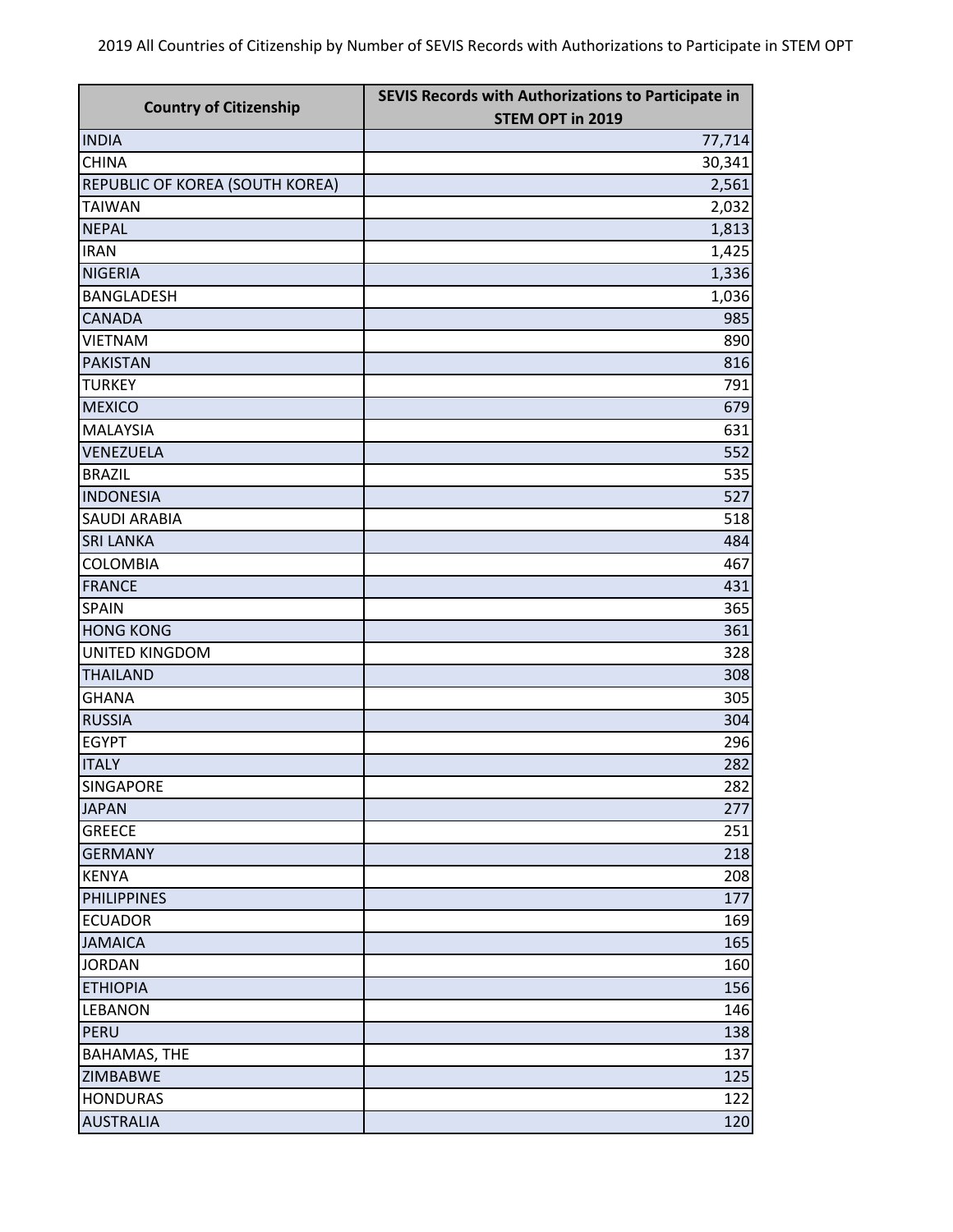2019 All Countries of Citizenship by Number of SEVIS Records with Authorizations to Participate in STEM OPT

| Country of Citizenship | SEVIS Records with Authorizations to Participate in STEM OPT in 2019 |
|---|---|
| INDIA | 77,714 |
| CHINA | 30,341 |
| REPUBLIC OF KOREA (SOUTH KOREA) | 2,561 |
| TAIWAN | 2,032 |
| NEPAL | 1,813 |
| IRAN | 1,425 |
| NIGERIA | 1,336 |
| BANGLADESH | 1,036 |
| CANADA | 985 |
| VIETNAM | 890 |
| PAKISTAN | 816 |
| TURKEY | 791 |
| MEXICO | 679 |
| MALAYSIA | 631 |
| VENEZUELA | 552 |
| BRAZIL | 535 |
| INDONESIA | 527 |
| SAUDI ARABIA | 518 |
| SRI LANKA | 484 |
| COLOMBIA | 467 |
| FRANCE | 431 |
| SPAIN | 365 |
| HONG KONG | 361 |
| UNITED KINGDOM | 328 |
| THAILAND | 308 |
| GHANA | 305 |
| RUSSIA | 304 |
| EGYPT | 296 |
| ITALY | 282 |
| SINGAPORE | 282 |
| JAPAN | 277 |
| GREECE | 251 |
| GERMANY | 218 |
| KENYA | 208 |
| PHILIPPINES | 177 |
| ECUADOR | 169 |
| JAMAICA | 165 |
| JORDAN | 160 |
| ETHIOPIA | 156 |
| LEBANON | 146 |
| PERU | 138 |
| BAHAMAS, THE | 137 |
| ZIMBABWE | 125 |
| HONDURAS | 122 |
| AUSTRALIA | 120 |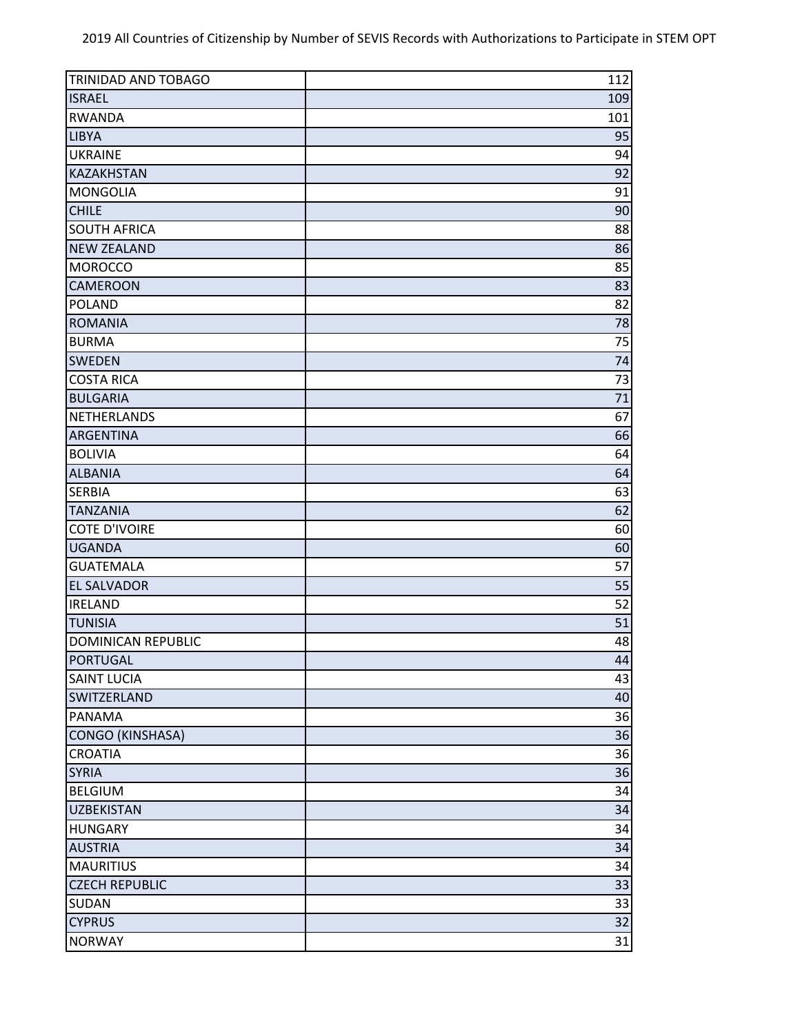| TRINIDAD AND TOBAGO | 112 |
|---|---|
| ISRAEL | 109 |
| RWANDA | 101 |
| LIBYA | 95 |
| UKRAINE | 94 |
| KAZAKHSTAN | 92 |
| MONGOLIA | 91 |
| CHILE | 90 |
| SOUTH AFRICA | 88 |
| NEW ZEALAND | 86 |
| MOROCCO | 85 |
| CAMEROON | 83 |
| POLAND | 82 |
| ROMANIA | 78 |
| BURMA | 75 |
| SWEDEN | 74 |
| COSTA RICA | 73 |
| BULGARIA | 71 |
| NETHERLANDS | 67 |
| ARGENTINA | 66 |
| BOLIVIA | 64 |
| ALBANIA | 64 |
| SERBIA | 63 |
| TANZANIA | 62 |
| COTE D'IVOIRE | 60 |
| UGANDA | 60 |
| GUATEMALA | 57 |
| EL SALVADOR | 55 |
| IRELAND | 52 |
| TUNISIA | 51 |
| DOMINICAN REPUBLIC | 48 |
| PORTUGAL | 44 |
| SAINT LUCIA | 43 |
| SWITZERLAND | 40 |
| PANAMA | 36 |
| CONGO (KINSHASA) | 36 |
| CROATIA | 36 |
| SYRIA | 36 |
| BELGIUM | 34 |
| UZBEKISTAN | 34 |
| HUNGARY | 34 |
| AUSTRIA | 34 |
| MAURITIUS | 34 |
| CZECH REPUBLIC | 33 |
| SUDAN | 33 |
| CYPRUS | 32 |
| NORWAY | 31 |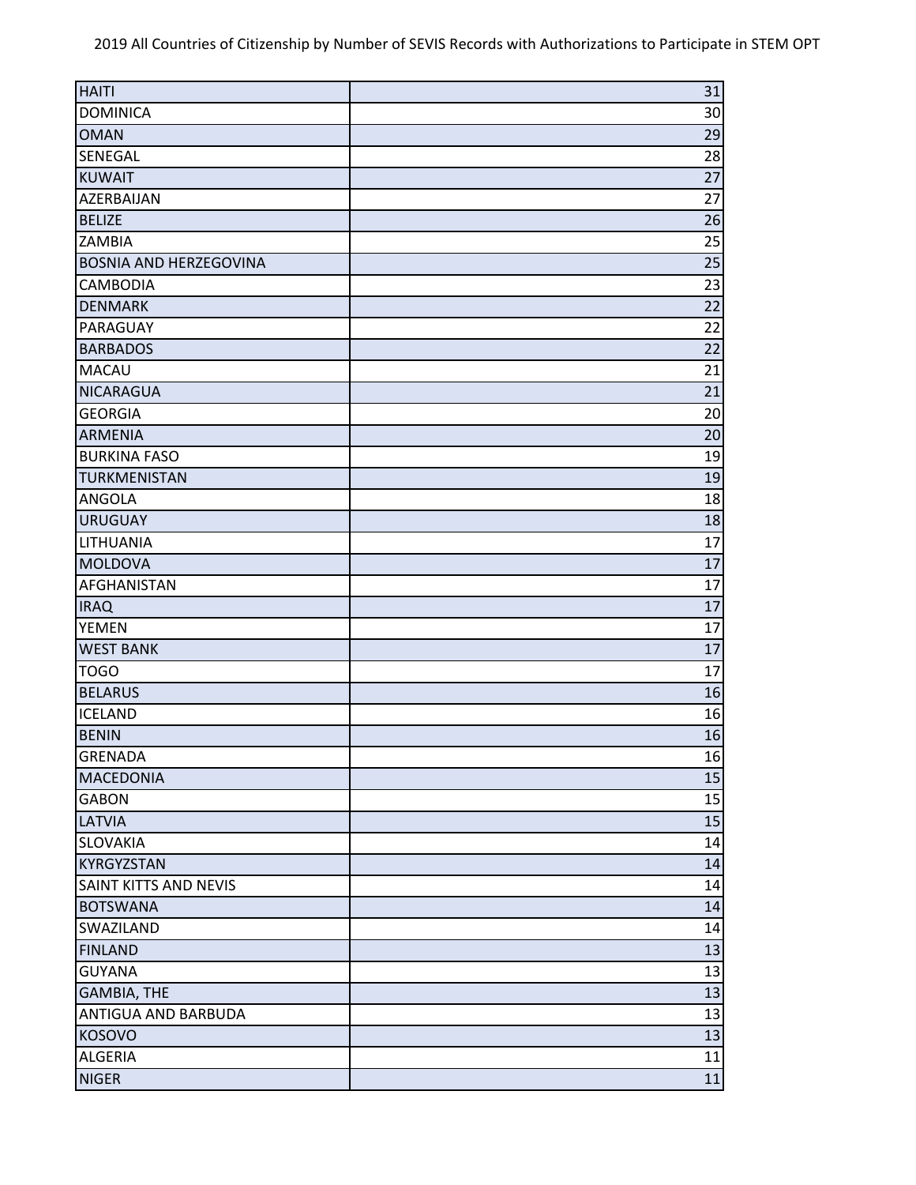| HAITI | 31 |
| --- | --- |
| DOMINICA | 30 |
| OMAN | 29 |
| SENEGAL | 28 |
| KUWAIT | 27 |
| AZERBAIJAN | 27 |
| BELIZE | 26 |
| ZAMBIA | 25 |
| BOSNIA AND HERZEGOVINA | 25 |
| CAMBODIA | 23 |
| DENMARK | 22 |
| PARAGUAY | 22 |
| BARBADOS | 22 |
| MACAU | 21 |
| NICARAGUA | 21 |
| GEORGIA | 20 |
| ARMENIA | 20 |
| BURKINA FASO | 19 |
| TURKMENISTAN | 19 |
| ANGOLA | 18 |
| URUGUAY | 18 |
| LITHUANIA | 17 |
| MOLDOVA | 17 |
| AFGHANISTAN | 17 |
| IRAQ | 17 |
| YEMEN | 17 |
| WEST BANK | 17 |
| TOGO | 17 |
| BELARUS | 16 |
| ICELAND | 16 |
| BENIN | 16 |
| GRENADA | 16 |
| MACEDONIA | 15 |
| GABON | 15 |
| LATVIA | 15 |
| SLOVAKIA | 14 |
| KYRGYZSTAN | 14 |
| SAINT KITTS AND NEVIS | 14 |
| BOTSWANA | 14 |
| SWAZILAND | 14 |
| FINLAND | 13 |
| GUYANA | 13 |
| GAMBIA, THE | 13 |
| ANTIGUA AND BARBUDA | 13 |
| KOSOVO | 13 |
| ALGERIA | 11 |
| NIGER | 11 |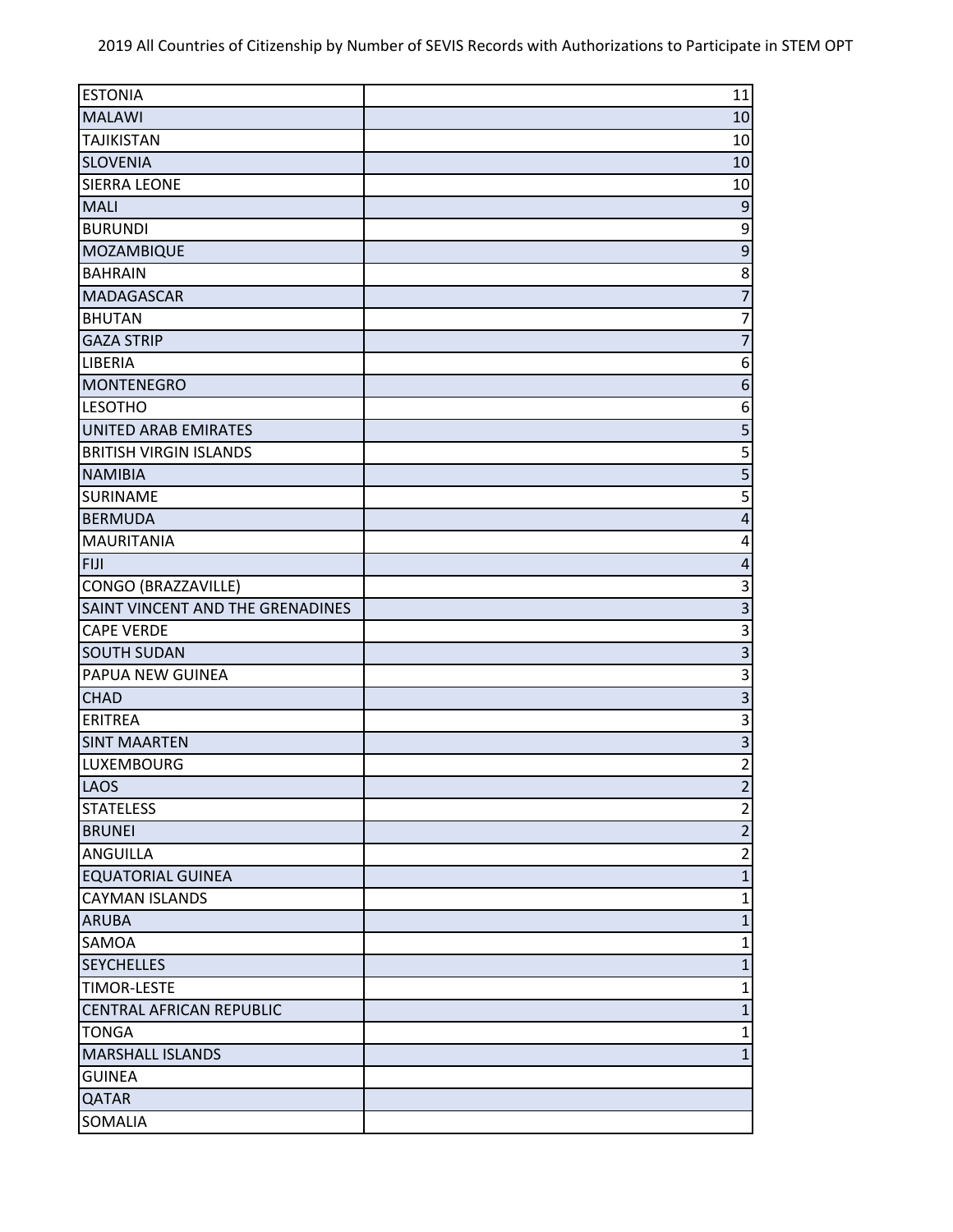2019 All Countries of Citizenship by Number of SEVIS Records with Authorizations to Participate in STEM OPT

| | |
|---|---|
| ESTONIA | 11 |
| MALAWI | 10 |
| TAJIKISTAN | 10 |
| SLOVENIA | 10 |
| SIERRA LEONE | 10 |
| MALI | 9 |
| BURUNDI | 9 |
| MOZAMBIQUE | 9 |
| BAHRAIN | 8 |
| MADAGASCAR | 7 |
| BHUTAN | 7 |
| GAZA STRIP | 7 |
| LIBERIA | 6 |
| MONTENEGRO | 6 |
| LESOTHO | 6 |
| UNITED ARAB EMIRATES | 5 |
| BRITISH VIRGIN ISLANDS | 5 |
| NAMIBIA | 5 |
| SURINAME | 5 |
| BERMUDA | 4 |
| MAURITANIA | 4 |
| FIJI | 4 |
| CONGO (BRAZZAVILLE) | 3 |
| SAINT VINCENT AND THE GRENADINES | 3 |
| CAPE VERDE | 3 |
| SOUTH SUDAN | 3 |
| PAPUA NEW GUINEA | 3 |
| CHAD | 3 |
| ERITREA | 3 |
| SINT MAARTEN | 3 |
| LUXEMBOURG | 2 |
| LAOS | 2 |
| STATELESS | 2 |
| BRUNEI | 2 |
| ANGUILLA | 2 |
| EQUATORIAL GUINEA | 1 |
| CAYMAN ISLANDS | 1 |
| ARUBA | 1 |
| SAMOA | 1 |
| SEYCHELLES | 1 |
| TIMOR-LESTE | 1 |
| CENTRAL AFRICAN REPUBLIC | 1 |
| TONGA | 1 |
| MARSHALL ISLANDS | 1 |
| GUINEA | |
| QATAR | |
| SOMALIA | |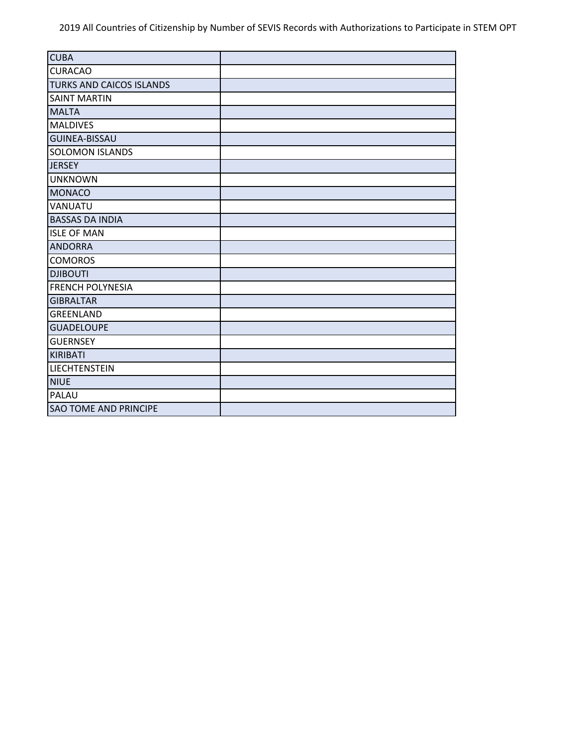2019 All Countries of Citizenship by Number of SEVIS Records with Authorizations to Participate in STEM OPT

| | |
|---|---|
| CUBA | |
| CURACAO | |
| TURKS AND CAICOS ISLANDS | |
| SAINT MARTIN | |
| MALTA | |
| MALDIVES | |
| GUINEA-BISSAU | |
| SOLOMON ISLANDS | |
| JERSEY | |
| UNKNOWN | |
| MONACO | |
| VANUATU | |
| BASSAS DA INDIA | |
| ISLE OF MAN | |
| ANDORRA | |
| COMOROS | |
| DJIBOUTI | |
| FRENCH POLYNESIA | |
| GIBRALTAR | |
| GREENLAND | |
| GUADELOUPE | |
| GUERNSEY | |
| KIRIBATI | |
| LIECHTENSTEIN | |
| NIUE | |
| PALAU | |
| SAO TOME AND PRINCIPE | |